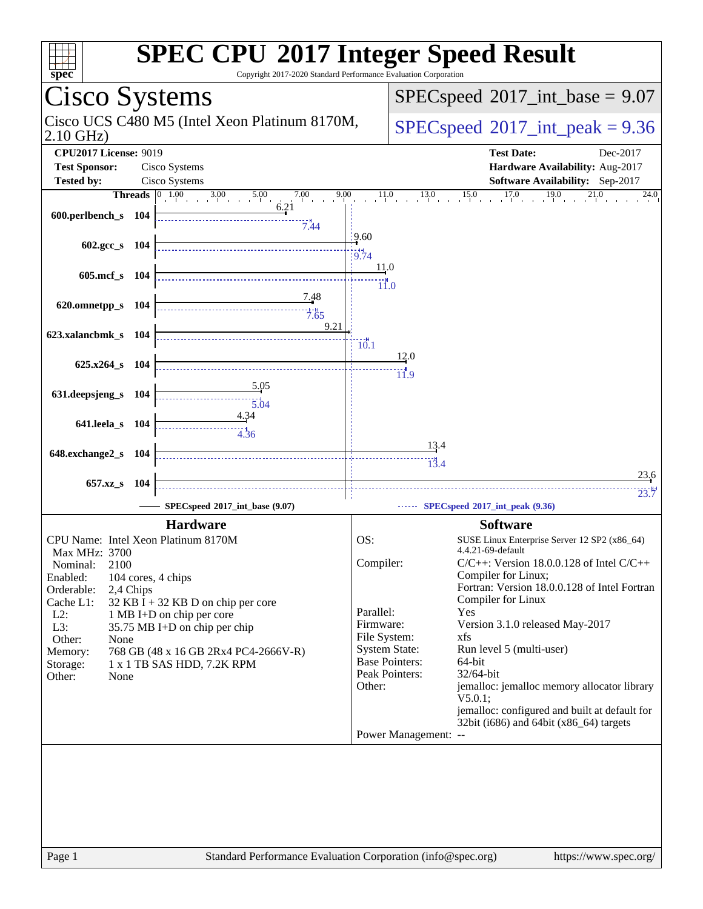# SPEC CPU 2017 Integer Speed Result

Copyright 2017-2020 Standard Performance Evaluation Corporation

## Cisco Systems

Cisco UCS C480 M5 (Intel Xeon Platinum 8170M, 2.10 GHz)

SPECspeed 2017_int_base = 9.07

SPECspeed 2017_int_peak = 9.36

**CPU2017 License:** 9019
**Test Sponsor:** Cisco Systems
**Tested by:** Cisco Systems

**Test Date:** Dec-2017
**Hardware Availability:** Aug-2017
**Software Availability:** Sep-2017

| Benchmark | Threads | Base | Peak |
|---|---|---|---|
| 600.perlbench_s | 104 | 6.21 | 7.44 |
| 602.gcc_s | 104 | 9.60 | 9.74 |
| 605.mcf_s | 104 | 11.0 | 11.0 |
| 620.omnetpp_s | 104 | 7.48 | 7.65 |
| 623.xalancbmk_s | 104 | 9.21 | 10.1 |
| 625.x264_s | 104 | 12.0 | 11.9 |
| 631.deepsjeng_s | 104 | 5.05 | 5.04 |
| 641.leela_s | 104 | 4.34 | 4.36 |
| 648.exchange2_s | 104 | 13.4 | 13.4 |
| 657.xz_s | 104 | 23.6 | 23.7 |

SPECspeed 2017_int_base (9.07) — SPECspeed 2017_int_peak (9.36)

### Hardware

- CPU Name: Intel Xeon Platinum 8170M
- Max MHz: 3700
- Nominal: 2100
- Enabled: 104 cores, 4 chips
- Orderable: 2,4 Chips
- Cache L1: 32 KB I + 32 KB D on chip per core
- L2: 1 MB I+D on chip per core
- L3: 35.75 MB I+D on chip per chip
- Other: None
- Memory: 768 GB (48 x 16 GB 2Rx4 PC4-2666V-R)
- Storage: 1 x 1 TB SAS HDD, 7.2K RPM
- Other: None

### Software

- OS: SUSE Linux Enterprise Server 12 SP2 (x86_64) 4.4.21-69-default
- Compiler: C/C++: Version 18.0.0.128 of Intel C/C++ Compiler for Linux; Fortran: Version 18.0.0.128 of Intel Fortran Compiler for Linux
- Parallel: Yes
- Firmware: Version 3.1.0 released May-2017
- File System: xfs
- System State: Run level 5 (multi-user)
- Base Pointers: 64-bit
- Peak Pointers: 32/64-bit
- Other: jemalloc: jemalloc memory allocator library V5.0.1; jemalloc: configured and built at default for 32bit (i686) and 64bit (x86_64) targets
- Power Management: --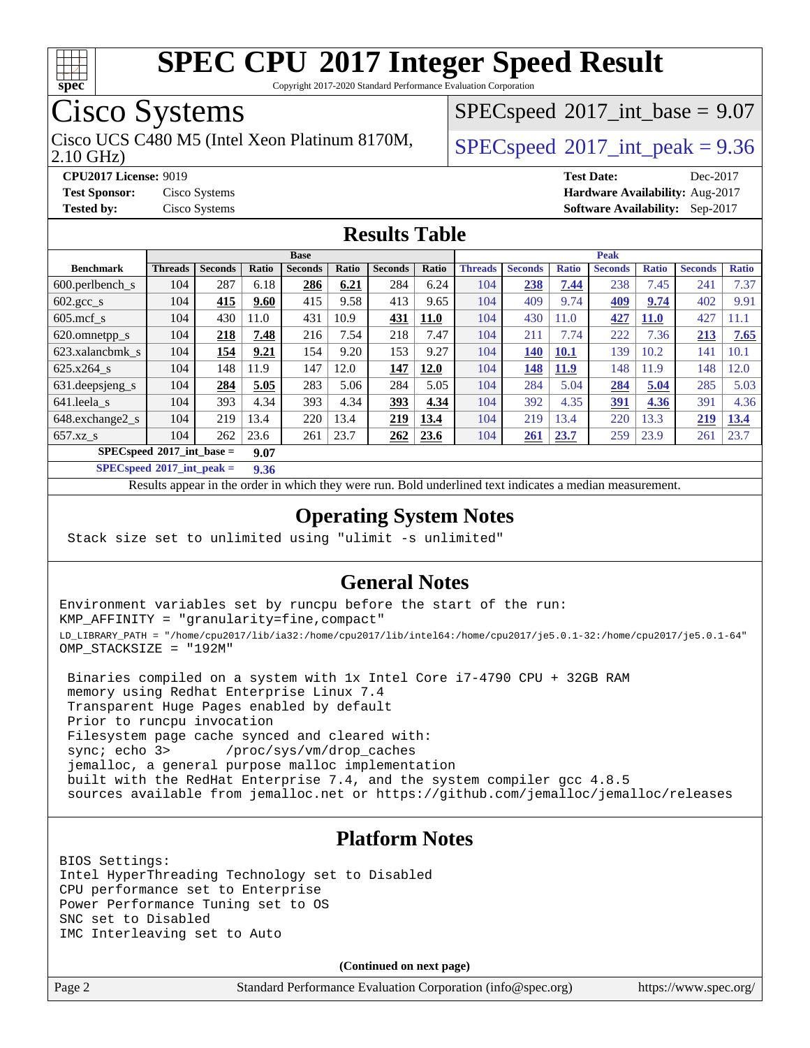# SPEC CPU 2017 Integer Speed Result

Copyright 2017-2020 Standard Performance Evaluation Corporation

## Cisco Systems

Cisco UCS C480 M5 (Intel Xeon Platinum 8170M, 2.10 GHz)

SPECspeed 2017_int_base = 9.07

SPECspeed 2017_int_peak = 9.36

**CPU2017 License:** 9019
**Test Sponsor:** Cisco Systems
**Tested by:** Cisco Systems

**Test Date:** Dec-2017
**Hardware Availability:** Aug-2017
**Software Availability:** Sep-2017

## Results Table

| | Base | | | | | | | Peak | | | | | | |
|---|---|---|---|---|---|---|---|---|---|---|---|---|---|---|
| **Benchmark** | **Threads** | **Seconds** | **Ratio** | **Seconds** | **Ratio** | **Seconds** | **Ratio** | **Threads** | **Seconds** | **Ratio** | **Seconds** | **Ratio** | **Seconds** | **Ratio** |
| 600.perlbench_s | 104 | 287 | 6.18 | **286** | **6.21** | 284 | 6.24 | 104 | **238** | **7.44** | 238 | 7.45 | 241 | 7.37 |
| 602.gcc_s | 104 | **415** | **9.60** | 415 | 9.58 | 413 | 9.65 | 104 | 409 | 9.74 | **409** | **9.74** | 402 | 9.91 |
| 605.mcf_s | 104 | 430 | 11.0 | 431 | 10.9 | **431** | **11.0** | 104 | 430 | 11.0 | **427** | **11.0** | 427 | 11.1 |
| 620.omnetpp_s | 104 | **218** | **7.48** | 216 | 7.54 | 218 | 7.47 | 104 | 211 | 7.74 | 222 | 7.36 | **213** | **7.65** |
| 623.xalancbmk_s | 104 | **154** | **9.21** | 154 | 9.20 | 153 | 9.27 | 104 | **140** | **10.1** | 139 | 10.2 | 141 | 10.1 |
| 625.x264_s | 104 | 148 | 11.9 | 147 | 12.0 | **147** | **12.0** | 104 | **148** | **11.9** | 148 | 11.9 | 148 | 12.0 |
| 631.deepsjeng_s | 104 | **284** | **5.05** | 283 | 5.06 | 284 | 5.05 | 104 | 284 | 5.04 | **284** | **5.04** | 285 | 5.03 |
| 641.leela_s | 104 | 393 | 4.34 | 393 | 4.34 | **393** | **4.34** | 104 | 392 | 4.35 | **391** | **4.36** | 391 | 4.36 |
| 648.exchange2_s | 104 | 219 | 13.4 | 220 | 13.4 | **219** | **13.4** | 104 | 219 | 13.4 | 220 | 13.3 | **219** | **13.4** |
| 657.xz_s | 104 | 262 | 23.6 | 261 | 23.7 | **262** | **23.6** | 104 | **261** | **23.7** | 259 | 23.9 | 261 | 23.7 |

**SPECspeed 2017_int_base = 9.07**

**SPECspeed 2017_int_peak = 9.36**

Results appear in the order in which they were run. Bold underlined text indicates a median measurement.

## Operating System Notes

```
Stack size set to unlimited using "ulimit -s unlimited"
```

## General Notes

```
Environment variables set by runcpu before the start of the run:
KMP_AFFINITY = "granularity=fine,compact"
LD_LIBRARY_PATH = "/home/cpu2017/lib/ia32:/home/cpu2017/lib/intel64:/home/cpu2017/je5.0.1-32:/home/cpu2017/je5.0.1-64"
OMP_STACKSIZE = "192M"

 Binaries compiled on a system with 1x Intel Core i7-4790 CPU + 32GB RAM
 memory using Redhat Enterprise Linux 7.4
 Transparent Huge Pages enabled by default
 Prior to runcpu invocation
 Filesystem page cache synced and cleared with:
 sync; echo 3>       /proc/sys/vm/drop_caches
 jemalloc, a general purpose malloc implementation
 built with the RedHat Enterprise 7.4, and the system compiler gcc 4.8.5
 sources available from jemalloc.net or https://github.com/jemalloc/jemalloc/releases
```

## Platform Notes

```
BIOS Settings:
Intel HyperThreading Technology set to Disabled
CPU performance set to Enterprise
Power Performance Tuning set to OS
SNC set to Disabled
IMC Interleaving set to Auto
```

**(Continued on next page)**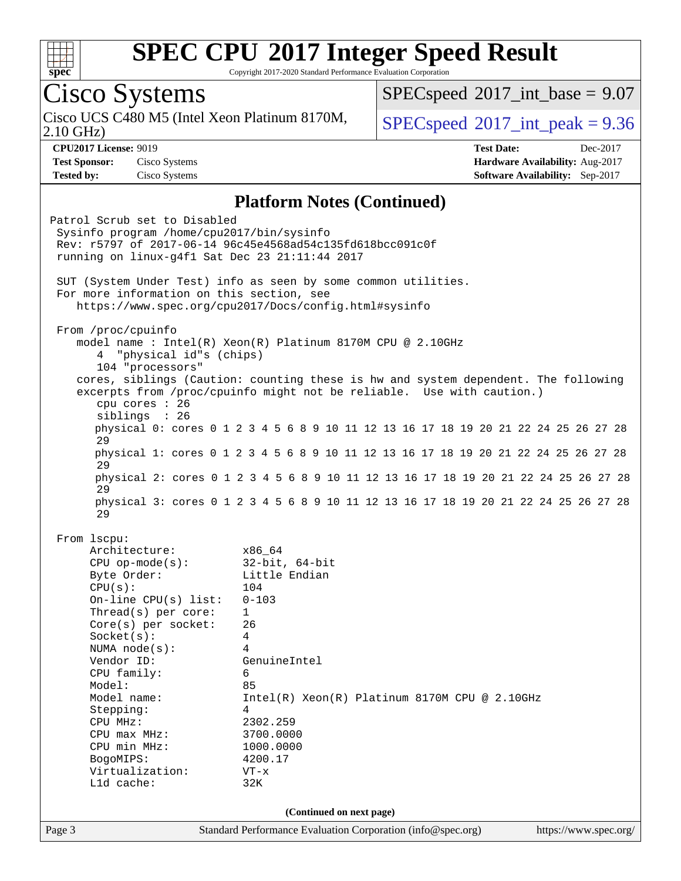# SPEC CPU 2017 Integer Speed Result

Copyright 2017-2020 Standard Performance Evaluation Corporation

## Cisco Systems

Cisco UCS C480 M5 (Intel Xeon Platinum 8170M, 2.10 GHz)

SPECspeed 2017_int_base = 9.07

SPECspeed 2017_int_peak = 9.36

**CPU2017 License:** 9019
**Test Sponsor:** Cisco Systems
**Tested by:** Cisco Systems

**Test Date:** Dec-2017
**Hardware Availability:** Aug-2017
**Software Availability:** Sep-2017

### Platform Notes (Continued)

```
Patrol Scrub set to Disabled
 Sysinfo program /home/cpu2017/bin/sysinfo
 Rev: r5797 of 2017-06-14 96c45e4568ad54c135fd618bcc091c0f
 running on linux-g4f1 Sat Dec 23 21:11:44 2017

 SUT (System Under Test) info as seen by some common utilities.
 For more information on this section, see
    https://www.spec.org/cpu2017/Docs/config.html#sysinfo

 From /proc/cpuinfo
    model name : Intel(R) Xeon(R) Platinum 8170M CPU @ 2.10GHz
       4  "physical id"s (chips)
       104 "processors"
    cores, siblings (Caution: counting these is hw and system dependent. The following
    excerpts from /proc/cpuinfo might not be reliable.  Use with caution.)
       cpu cores : 26
       siblings  : 26
       physical 0: cores 0 1 2 3 4 5 6 8 9 10 11 12 13 16 17 18 19 20 21 22 24 25 26 27 28
       29
       physical 1: cores 0 1 2 3 4 5 6 8 9 10 11 12 13 16 17 18 19 20 21 22 24 25 26 27 28
       29
       physical 2: cores 0 1 2 3 4 5 6 8 9 10 11 12 13 16 17 18 19 20 21 22 24 25 26 27 28
       29
       physical 3: cores 0 1 2 3 4 5 6 8 9 10 11 12 13 16 17 18 19 20 21 22 24 25 26 27 28
       29

 From lscpu:
      Architecture:          x86_64
      CPU op-mode(s):        32-bit, 64-bit
      Byte Order:            Little Endian
      CPU(s):                104
      On-line CPU(s) list:   0-103
      Thread(s) per core:    1
      Core(s) per socket:    26
      Socket(s):             4
      NUMA node(s):          4
      Vendor ID:             GenuineIntel
      CPU family:            6
      Model:                 85
      Model name:            Intel(R) Xeon(R) Platinum 8170M CPU @ 2.10GHz
      Stepping:              4
      CPU MHz:               2302.259
      CPU max MHz:           3700.0000
      CPU min MHz:           1000.0000
      BogoMIPS:              4200.17
      Virtualization:        VT-x
      L1d cache:             32K
```

(Continued on next page)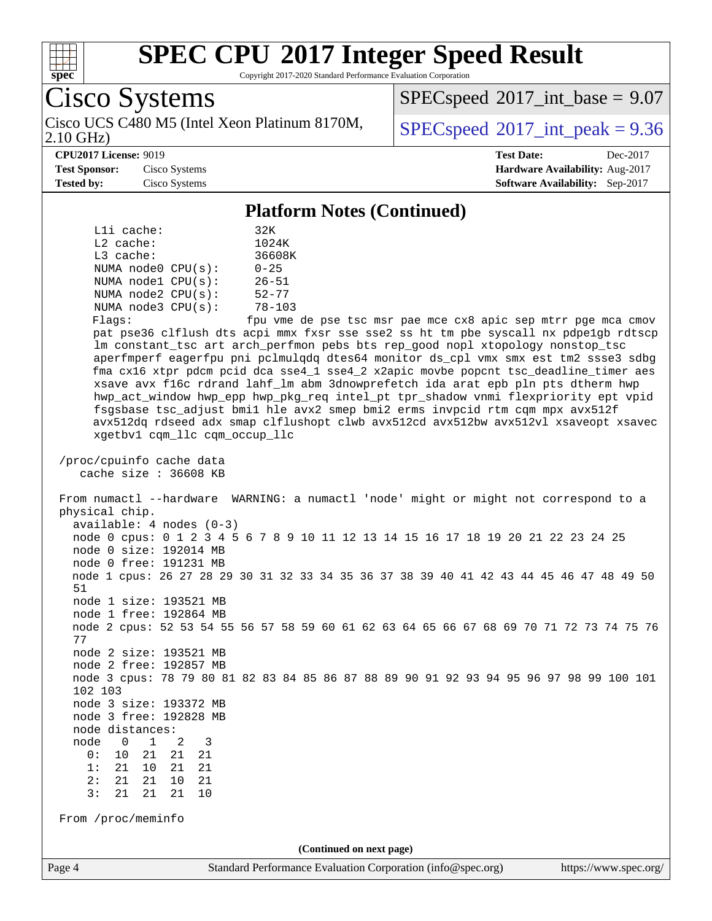# SPEC CPU 2017 Integer Speed Result

Copyright 2017-2020 Standard Performance Evaluation Corporation

## Cisco Systems

Cisco UCS C480 M5 (Intel Xeon Platinum 8170M, 2.10 GHz)

SPECspeed 2017_int_base = 9.07

SPECspeed 2017_int_peak = 9.36

**CPU2017 License:** 9019
**Test Sponsor:** Cisco Systems
**Tested by:** Cisco Systems

**Test Date:** Dec-2017
**Hardware Availability:** Aug-2017
**Software Availability:** Sep-2017

### Platform Notes (Continued)

```
    L1i cache:             32K
    L2 cache:              1024K
    L3 cache:              36608K
    NUMA node0 CPU(s):     0-25
    NUMA node1 CPU(s):     26-51
    NUMA node2 CPU(s):     52-77
    NUMA node3 CPU(s):     78-103
    Flags:                 fpu vme de pse tsc msr pae mce cx8 apic sep mtrr pge mca cmov
    pat pse36 clflush dts acpi mmx fxsr sse sse2 ss ht tm pbe syscall nx pdpe1gb rdtscp
    lm constant_tsc art arch_perfmon pebs bts rep_good nopl xtopology nonstop_tsc
    aperfmperf eagerfpu pni pclmulqdq dtes64 monitor ds_cpl vmx smx est tm2 ssse3 sdbg
    fma cx16 xtpr pdcm pcid dca sse4_1 sse4_2 x2apic movbe popcnt tsc_deadline_timer aes
    xsave avx f16c rdrand lahf_lm abm 3dnowprefetch ida arat epb pln pts dtherm hwp
    hwp_act_window hwp_epp hwp_pkg_req intel_pt tpr_shadow vnmi flexpriority ept vpid
    fsgsbase tsc_adjust bmi1 hle avx2 smep bmi2 erms invpcid rtm cqm mpx avx512f
    avx512dq rdseed adx smap clflushopt clwb avx512cd avx512bw avx512vl xsaveopt xsavec
    xgetbv1 cqm_llc cqm_occup_llc

 /proc/cpuinfo cache data
    cache size : 36608 KB

 From numactl --hardware  WARNING: a numactl 'node' might or might not correspond to a
 physical chip.
   available: 4 nodes (0-3)
   node 0 cpus: 0 1 2 3 4 5 6 7 8 9 10 11 12 13 14 15 16 17 18 19 20 21 22 23 24 25
   node 0 size: 192014 MB
   node 0 free: 191231 MB
   node 1 cpus: 26 27 28 29 30 31 32 33 34 35 36 37 38 39 40 41 42 43 44 45 46 47 48 49 50
   51
   node 1 size: 193521 MB
   node 1 free: 192864 MB
   node 2 cpus: 52 53 54 55 56 57 58 59 60 61 62 63 64 65 66 67 68 69 70 71 72 73 74 75 76
   77
   node 2 size: 193521 MB
   node 2 free: 192857 MB
   node 3 cpus: 78 79 80 81 82 83 84 85 86 87 88 89 90 91 92 93 94 95 96 97 98 99 100 101
   102 103
   node 3 size: 193372 MB
   node 3 free: 192828 MB
   node distances:
   node   0   1   2   3
     0:  10  21  21  21
     1:  21  10  21  21
     2:  21  21  10  21
     3:  21  21  21  10

 From /proc/meminfo
```

(Continued on next page)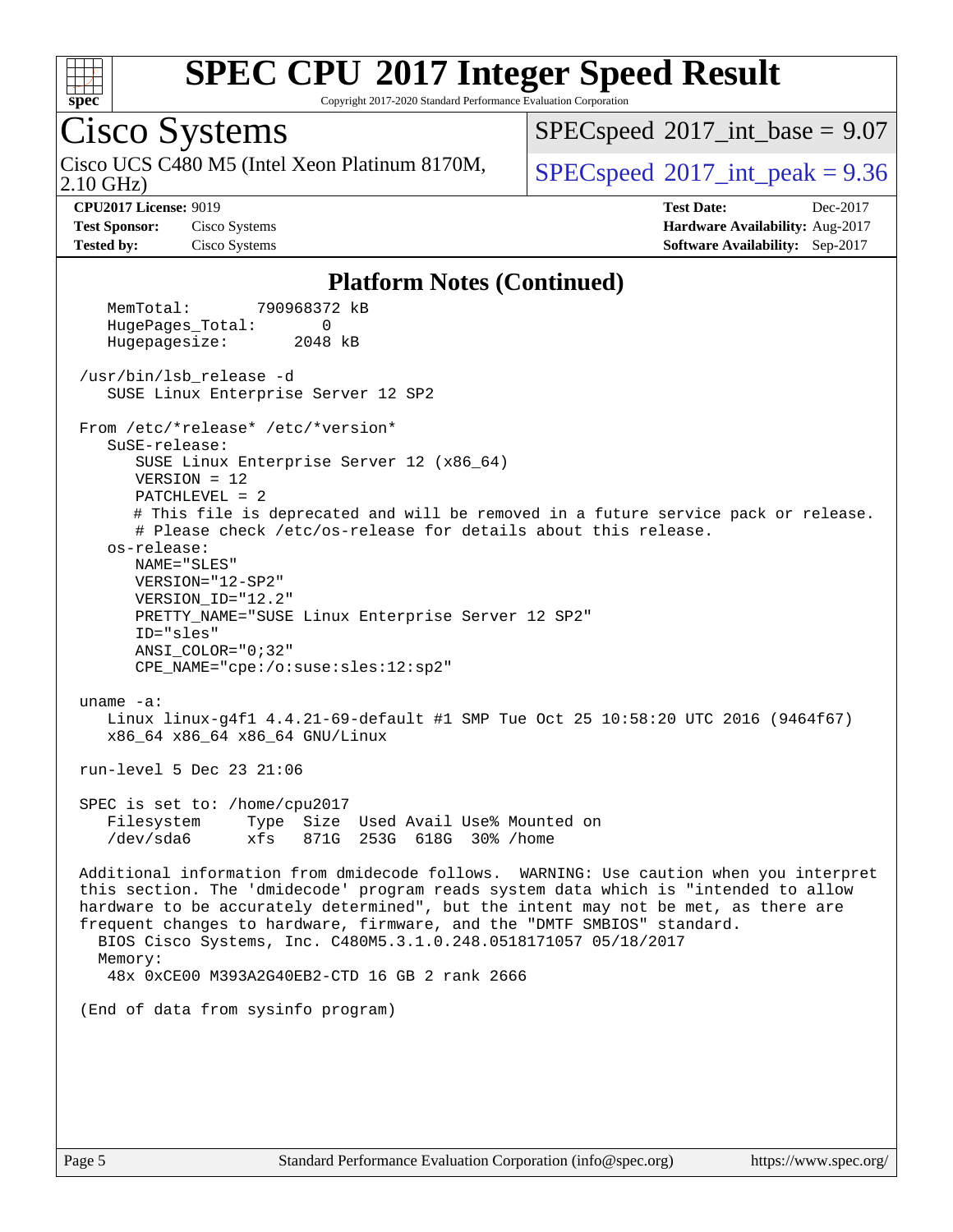# SPEC CPU 2017 Integer Speed Result

Copyright 2017-2020 Standard Performance Evaluation Corporation

## Cisco Systems

Cisco UCS C480 M5 (Intel Xeon Platinum 8170M, 2.10 GHz)

SPECspeed 2017_int_base = 9.07

SPECspeed 2017_int_peak = 9.36

**CPU2017 License:** 9019
**Test Sponsor:** Cisco Systems
**Tested by:** Cisco Systems

**Test Date:** Dec-2017
**Hardware Availability:** Aug-2017
**Software Availability:** Sep-2017

### Platform Notes (Continued)

```
    MemTotal:       790968372 kB
    HugePages_Total:       0
    Hugepagesize:       2048 kB

 /usr/bin/lsb_release -d
    SUSE Linux Enterprise Server 12 SP2

 From /etc/*release* /etc/*version*
    SuSE-release:
       SUSE Linux Enterprise Server 12 (x86_64)
       VERSION = 12
       PATCHLEVEL = 2
       # This file is deprecated and will be removed in a future service pack or release.
       # Please check /etc/os-release for details about this release.
    os-release:
       NAME="SLES"
       VERSION="12-SP2"
       VERSION_ID="12.2"
       PRETTY_NAME="SUSE Linux Enterprise Server 12 SP2"
       ID="sles"
       ANSI_COLOR="0;32"
       CPE_NAME="cpe:/o:suse:sles:12:sp2"

 uname -a:
    Linux linux-g4f1 4.4.21-69-default #1 SMP Tue Oct 25 10:58:20 UTC 2016 (9464f67)
    x86_64 x86_64 x86_64 GNU/Linux

 run-level 5 Dec 23 21:06

 SPEC is set to: /home/cpu2017
    Filesystem     Type  Size  Used Avail Use% Mounted on
    /dev/sda6      xfs   871G  253G  618G  30% /home

 Additional information from dmidecode follows.  WARNING: Use caution when you interpret
 this section. The 'dmidecode' program reads system data which is "intended to allow
 hardware to be accurately determined", but the intent may not be met, as there are
 frequent changes to hardware, firmware, and the "DMTF SMBIOS" standard.
   BIOS Cisco Systems, Inc. C480M5.3.1.0.248.0518171057 05/18/2017
   Memory:
    48x 0xCE00 M393A2G40EB2-CTD 16 GB 2 rank 2666

 (End of data from sysinfo program)
```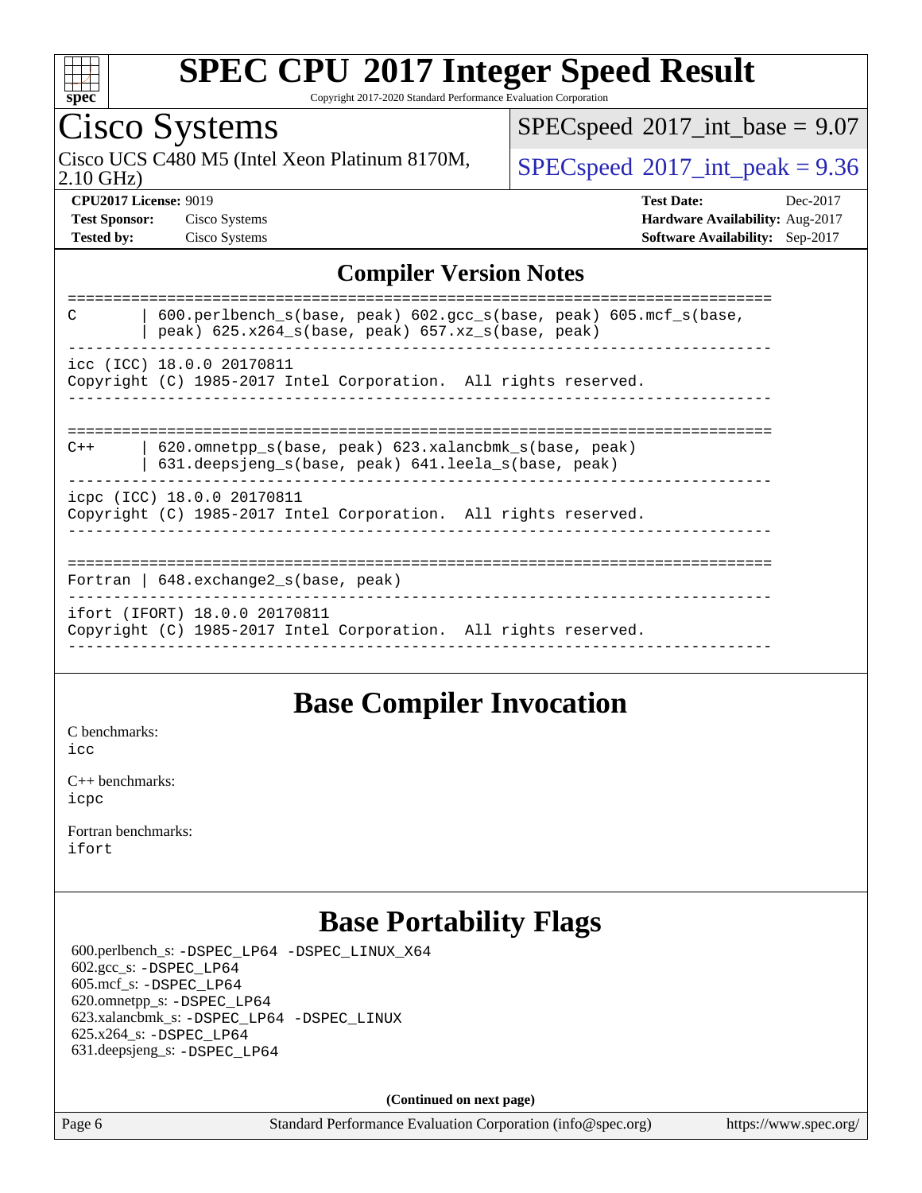# SPEC CPU 2017 Integer Speed Result

Copyright 2017-2020 Standard Performance Evaluation Corporation

## Cisco Systems

Cisco UCS C480 M5 (Intel Xeon Platinum 8170M, 2.10 GHz)

SPECspeed 2017_int_base = 9.07

SPECspeed 2017_int_peak = 9.36

**CPU2017 License:** 9019
**Test Sponsor:** Cisco Systems
**Tested by:** Cisco Systems

**Test Date:** Dec-2017
**Hardware Availability:** Aug-2017
**Software Availability:** Sep-2017

### Compiler Version Notes

```
==============================================================================
C       | 600.perlbench_s(base, peak) 602.gcc_s(base, peak) 605.mcf_s(base,
        | peak) 625.x264_s(base, peak) 657.xz_s(base, peak)
------------------------------------------------------------------------------
icc (ICC) 18.0.0 20170811
Copyright (C) 1985-2017 Intel Corporation.  All rights reserved.
------------------------------------------------------------------------------

==============================================================================
C++     | 620.omnetpp_s(base, peak) 623.xalancbmk_s(base, peak)
        | 631.deepsjeng_s(base, peak) 641.leela_s(base, peak)
------------------------------------------------------------------------------
icpc (ICC) 18.0.0 20170811
Copyright (C) 1985-2017 Intel Corporation.  All rights reserved.
------------------------------------------------------------------------------

==============================================================================
Fortran | 648.exchange2_s(base, peak)
------------------------------------------------------------------------------
ifort (IFORT) 18.0.0 20170811
Copyright (C) 1985-2017 Intel Corporation.  All rights reserved.
------------------------------------------------------------------------------
```

## Base Compiler Invocation

C benchmarks:
icc

C++ benchmarks:
icpc

Fortran benchmarks:
ifort

## Base Portability Flags

600.perlbench_s: -DSPEC_LP64 -DSPEC_LINUX_X64
602.gcc_s: -DSPEC_LP64
605.mcf_s: -DSPEC_LP64
620.omnetpp_s: -DSPEC_LP64
623.xalancbmk_s: -DSPEC_LP64 -DSPEC_LINUX
625.x264_s: -DSPEC_LP64
631.deepsjeng_s: -DSPEC_LP64

**(Continued on next page)**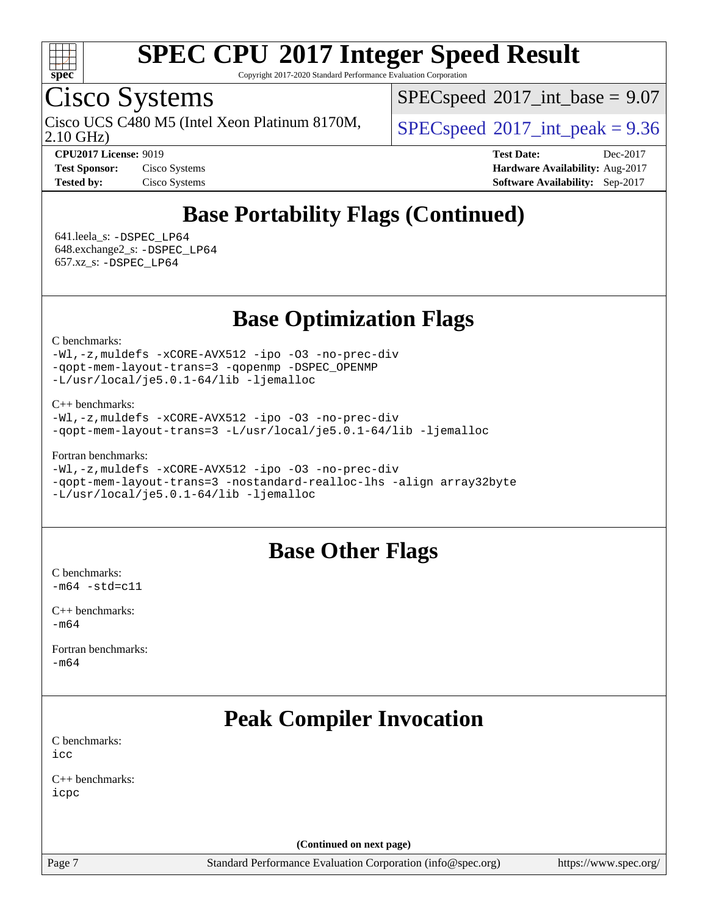# SPEC CPU 2017 Integer Speed Result

Copyright 2017-2020 Standard Performance Evaluation Corporation

## Cisco Systems

Cisco UCS C480 M5 (Intel Xeon Platinum 8170M, 2.10 GHz)

SPECspeed 2017_int_base = 9.07

SPECspeed 2017_int_peak = 9.36

**CPU2017 License:** 9019
**Test Sponsor:** Cisco Systems
**Tested by:** Cisco Systems

**Test Date:** Dec-2017
**Hardware Availability:** Aug-2017
**Software Availability:** Sep-2017

## Base Portability Flags (Continued)

641.leela_s: `-DSPEC_LP64`
648.exchange2_s: `-DSPEC_LP64`
657.xz_s: `-DSPEC_LP64`

## Base Optimization Flags

C benchmarks:
```
-Wl,-z,muldefs -xCORE-AVX512 -ipo -O3 -no-prec-div
-qopt-mem-layout-trans=3 -qopenmp -DSPEC_OPENMP
-L/usr/local/je5.0.1-64/lib -ljemalloc
```

C++ benchmarks:
```
-Wl,-z,muldefs -xCORE-AVX512 -ipo -O3 -no-prec-div
-qopt-mem-layout-trans=3 -L/usr/local/je5.0.1-64/lib -ljemalloc
```

Fortran benchmarks:
```
-Wl,-z,muldefs -xCORE-AVX512 -ipo -O3 -no-prec-div
-qopt-mem-layout-trans=3 -nostandard-realloc-lhs -align array32byte
-L/usr/local/je5.0.1-64/lib -ljemalloc
```

## Base Other Flags

C benchmarks:
```
-m64 -std=c11
```

C++ benchmarks:
```
-m64
```

Fortran benchmarks:
```
-m64
```

## Peak Compiler Invocation

C benchmarks:
```
icc
```

C++ benchmarks:
```
icpc
```

(Continued on next page)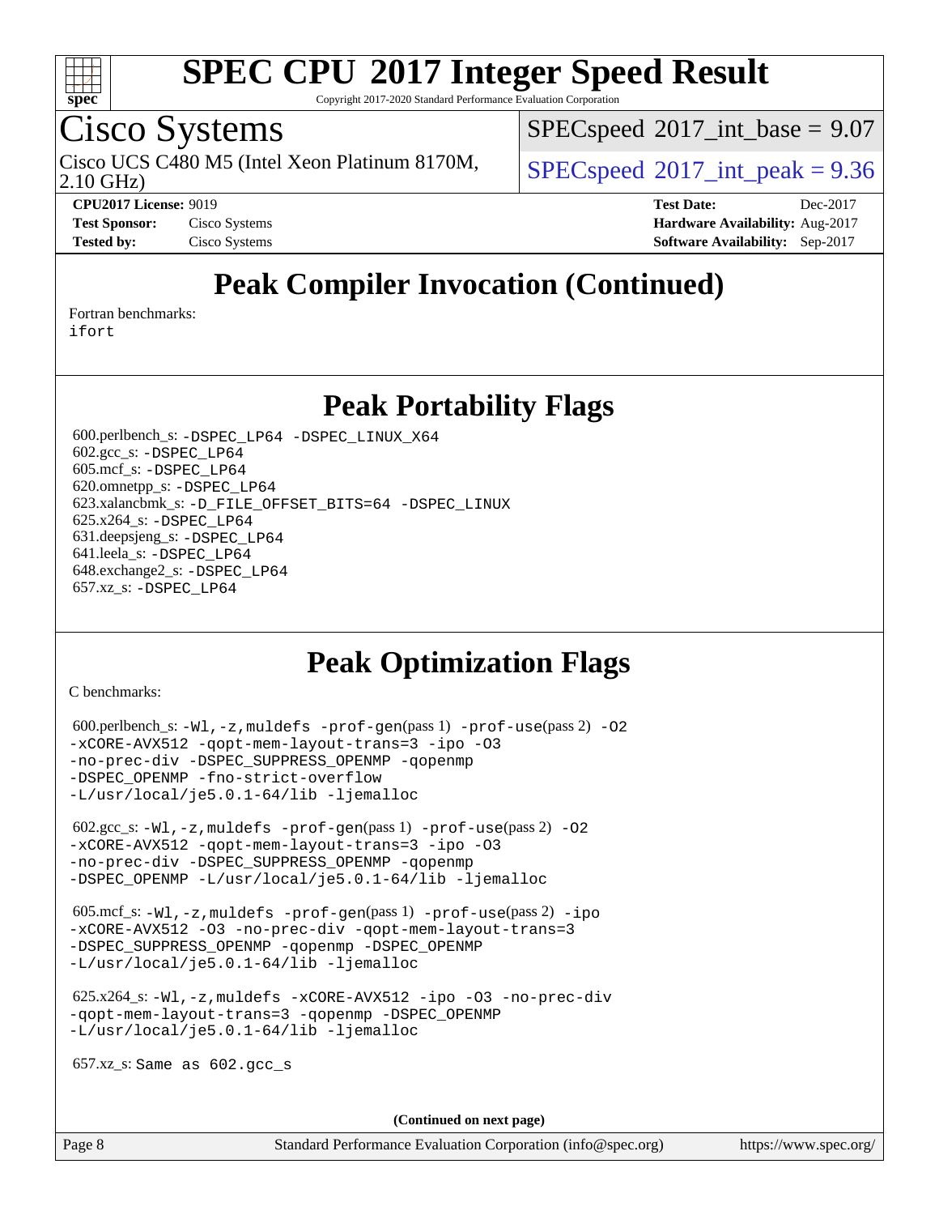# Cisco Systems

Cisco UCS C480 M5 (Intel Xeon Platinum 8170M, 2.10 GHz)

SPECspeed 2017_int_base = 9.07

SPECspeed 2017_int_peak = 9.36

**CPU2017 License:** 9019
**Test Sponsor:** Cisco Systems
**Tested by:** Cisco Systems

**Test Date:** Dec-2017
**Hardware Availability:** Aug-2017
**Software Availability:** Sep-2017

## Peak Compiler Invocation (Continued)

Fortran benchmarks:
`ifort`

## Peak Portability Flags

600.perlbench_s: `-DSPEC_LP64 -DSPEC_LINUX_X64`
602.gcc_s: `-DSPEC_LP64`
605.mcf_s: `-DSPEC_LP64`
620.omnetpp_s: `-DSPEC_LP64`
623.xalancbmk_s: `-D_FILE_OFFSET_BITS=64 -DSPEC_LINUX`
625.x264_s: `-DSPEC_LP64`
631.deepsjeng_s: `-DSPEC_LP64`
641.leela_s: `-DSPEC_LP64`
648.exchange2_s: `-DSPEC_LP64`
657.xz_s: `-DSPEC_LP64`

## Peak Optimization Flags

C benchmarks:

600.perlbench_s: `-Wl,-z,muldefs -prof-gen`(pass 1) `-prof-use`(pass 2) `-O2 -xCORE-AVX512 -qopt-mem-layout-trans=3 -ipo -O3 -no-prec-div -DSPEC_SUPPRESS_OPENMP -qopenmp -DSPEC_OPENMP -fno-strict-overflow -L/usr/local/je5.0.1-64/lib -ljemalloc`

602.gcc_s: `-Wl,-z,muldefs -prof-gen`(pass 1) `-prof-use`(pass 2) `-O2 -xCORE-AVX512 -qopt-mem-layout-trans=3 -ipo -O3 -no-prec-div -DSPEC_SUPPRESS_OPENMP -qopenmp -DSPEC_OPENMP -L/usr/local/je5.0.1-64/lib -ljemalloc`

605.mcf_s: `-Wl,-z,muldefs -prof-gen`(pass 1) `-prof-use`(pass 2) `-ipo -xCORE-AVX512 -O3 -no-prec-div -qopt-mem-layout-trans=3 -DSPEC_SUPPRESS_OPENMP -qopenmp -DSPEC_OPENMP -L/usr/local/je5.0.1-64/lib -ljemalloc`

625.x264_s: `-Wl,-z,muldefs -xCORE-AVX512 -ipo -O3 -no-prec-div -qopt-mem-layout-trans=3 -qopenmp -DSPEC_OPENMP -L/usr/local/je5.0.1-64/lib -ljemalloc`

657.xz_s: `Same as 602.gcc_s`

**(Continued on next page)**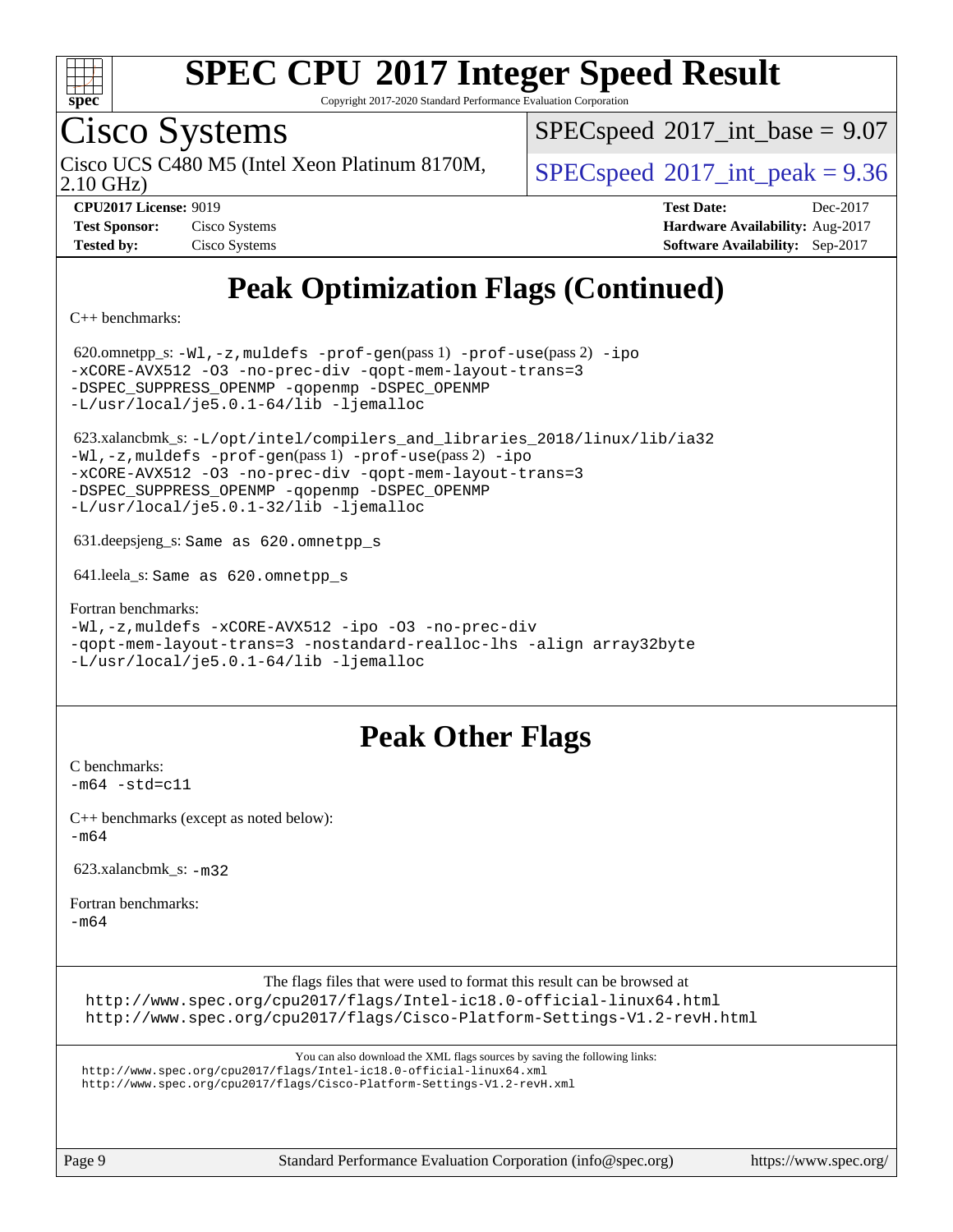# Peak Optimization Flags (Continued)

C++ benchmarks:

620.omnetpp_s: `-Wl,-z,muldefs -prof-gen`(pass 1) `-prof-use`(pass 2) `-ipo -xCORE-AVX512 -O3 -no-prec-div -qopt-mem-layout-trans=3 -DSPEC_SUPPRESS_OPENMP -qopenmp -DSPEC_OPENMP -L/usr/local/je5.0.1-64/lib -ljemalloc`

623.xalancbmk_s: `-L/opt/intel/compilers_and_libraries_2018/linux/lib/ia32 -Wl,-z,muldefs -prof-gen`(pass 1) `-prof-use`(pass 2) `-ipo -xCORE-AVX512 -O3 -no-prec-div -qopt-mem-layout-trans=3 -DSPEC_SUPPRESS_OPENMP -qopenmp -DSPEC_OPENMP -L/usr/local/je5.0.1-32/lib -ljemalloc`

631.deepsjeng_s: `Same as 620.omnetpp_s`

641.leela_s: `Same as 620.omnetpp_s`

Fortran benchmarks:
`-Wl,-z,muldefs -xCORE-AVX512 -ipo -O3 -no-prec-div -qopt-mem-layout-trans=3 -nostandard-realloc-lhs -align array32byte -L/usr/local/je5.0.1-64/lib -ljemalloc`

# Peak Other Flags

C benchmarks:
`-m64 -std=c11`

C++ benchmarks (except as noted below):
`-m64`

623.xalancbmk_s: `-m32`

Fortran benchmarks:
`-m64`

The flags files that were used to format this result can be browsed at
http://www.spec.org/cpu2017/flags/Intel-ic18.0-official-linux64.html
http://www.spec.org/cpu2017/flags/Cisco-Platform-Settings-V1.2-revH.html

You can also download the XML flags sources by saving the following links:
http://www.spec.org/cpu2017/flags/Intel-ic18.0-official-linux64.xml
http://www.spec.org/cpu2017/flags/Cisco-Platform-Settings-V1.2-revH.xml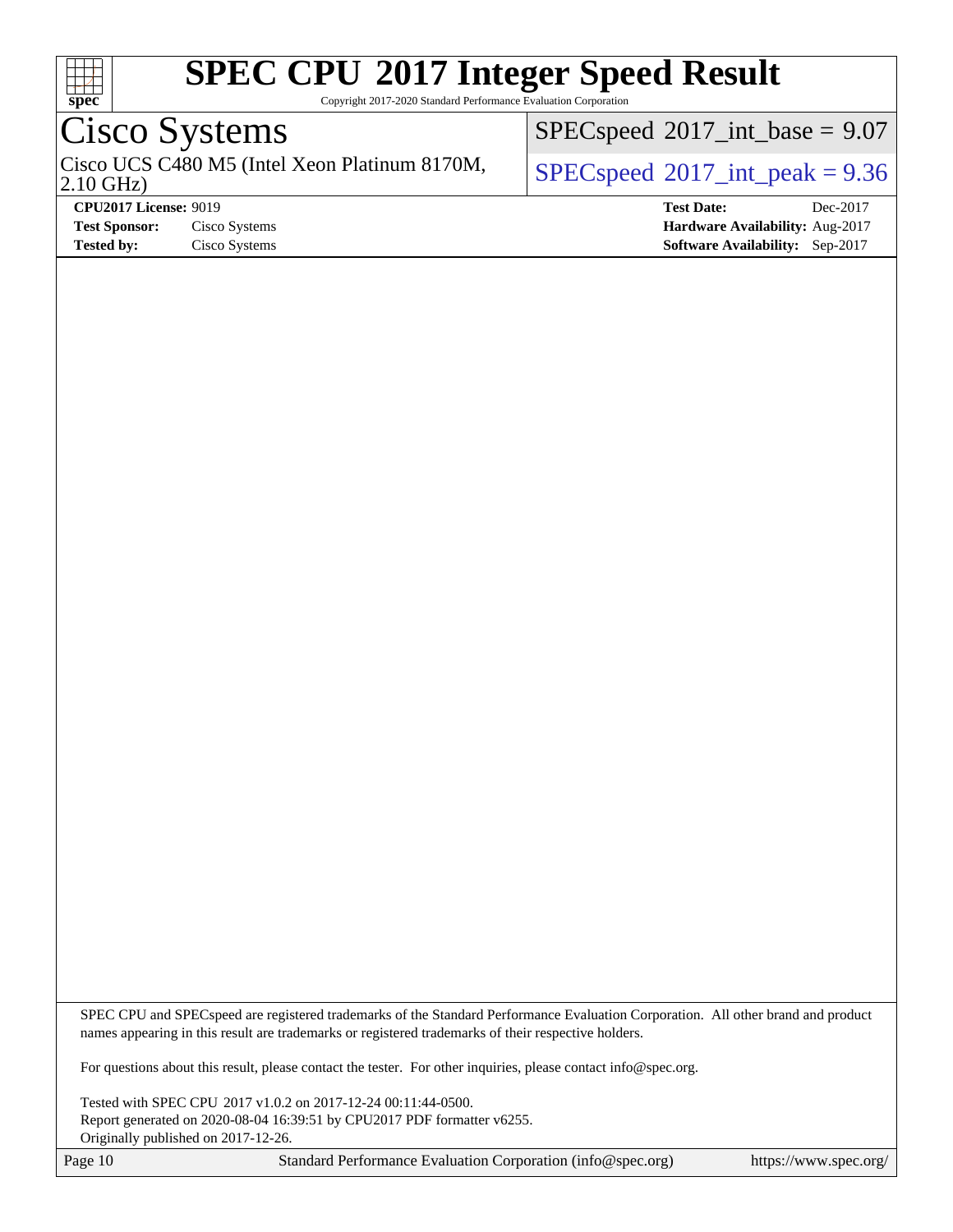SPEC CPU and SPECspeed are registered trademarks of the Standard Performance Evaluation Corporation. All other brand and product names appearing in this result are trademarks or registered trademarks of their respective holders.

For questions about this result, please contact the tester. For other inquiries, please contact info@spec.org.

Tested with SPEC CPU 2017 v1.0.2 on 2017-12-24 00:11:44-0500.
Report generated on 2020-08-04 16:39:51 by CPU2017 PDF formatter v6255.
Originally published on 2017-12-26.